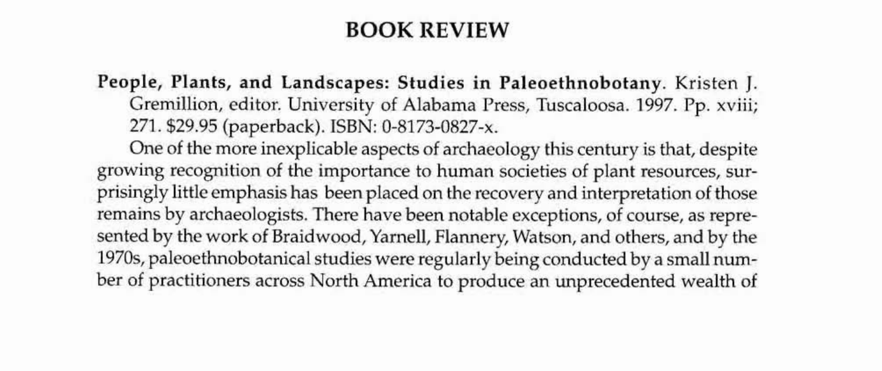# BOOK REVIEW

**People, Plants, and Landscapes: Studies in Paleoethnobotany**. Kristen J. Gremillion, editor. University of Alabama Press, Tuscaloosa. 1997. Pp. xviii; 271. $29.95 (paperback). ISBN: 0-8173-0827-x.

One of the more inexplicable aspects of archaeology this century is that, despite growing recognition of the importance to human societies of plant resources, surprisingly little emphasis has been placed on the recovery and interpretation of those remains by archaeologists. There have been notable exceptions, of course, as represented by the work of Braidwood, Yarnell, Flannery, Watson, and others, and by the 1970s, paleoethnobotanical studies were regularly being conducted by a small number of practitioners across North America to produce an unprecedented wealth of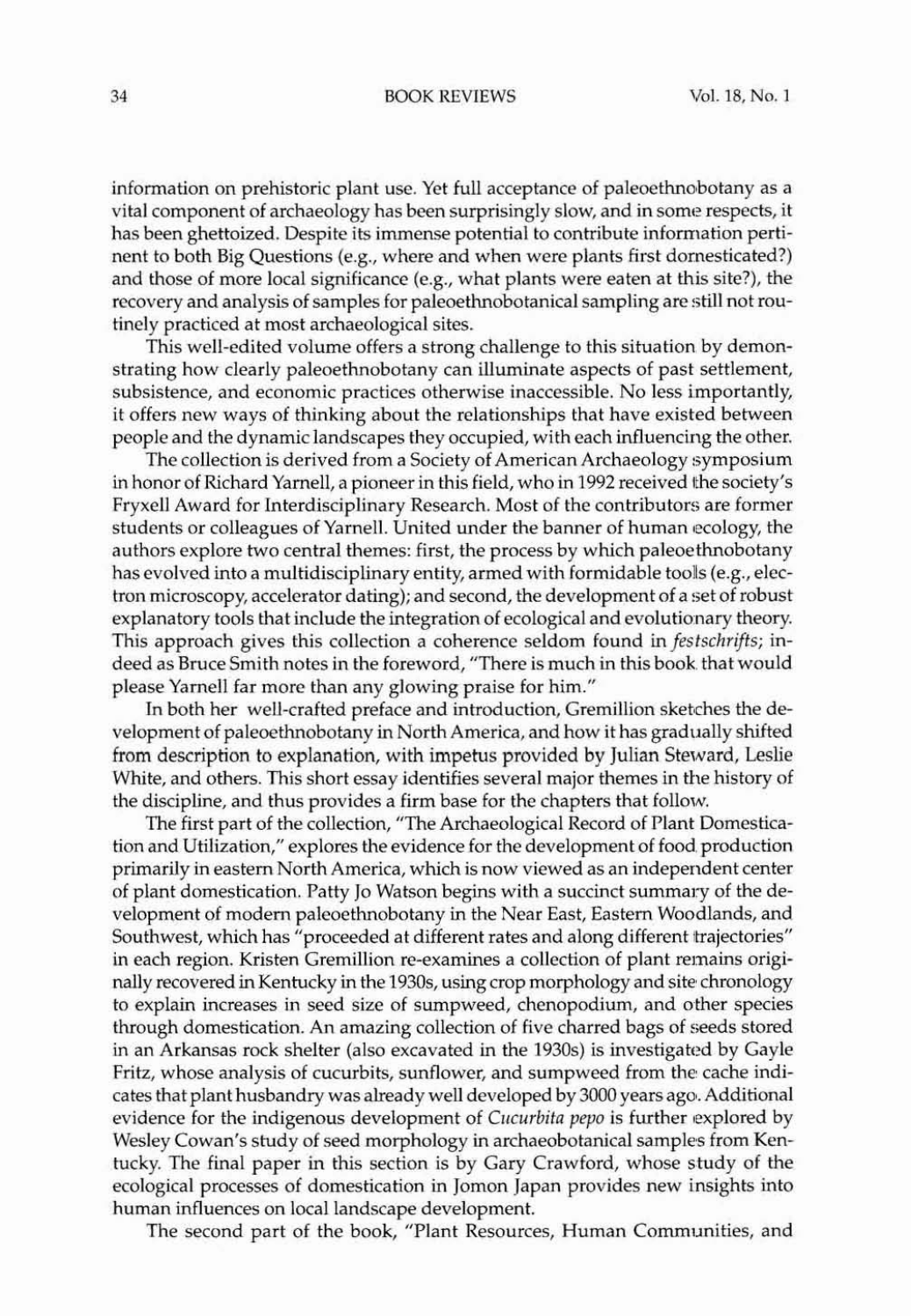information on prehistoric plant use. Yet full acceptance of paleoethnobotany as a vital component of archaeology has been surprisingly slow, and in some respects, it has been ghettoized. Despite its immense potential to contribute information pertinent to both Big Questions (e.g., where and when were plants first domesticated?) and those of more local significance (e.g., what plants were eaten at this site?), the recovery and analysis of samples for paleoethnobotanical sampling are still not routinely practiced at most archaeological sites.

This well-edited volume offers a strong challenge to this situation by demonstrating how clearly paleoethnobotany can illuminate aspects of past settlement, subsistence, and economic practices otherwise inaccessible. No less importantly, it offers new ways of thinking about the relationships that have existed between people and the dynamic landscapes they occupied, with each influencing the other.

The collection is derived from a Society of American Archaeology symposium in honor of Richard Yarnell, a pioneer in this field, who in 1992 received the society's Fryxell Award for Interdisciplinary Research. Most of the contributors are former students or colleagues of Yarnell. United under the banner of human ecology, the authors explore two central themes: first, the process by which paleoethnobotany has evolved into a multidisciplinary entity, armed with formidable tools (e.g., electron microscopy, accelerator dating); and second, the development of a set of robust explanatory tools that include the integration of ecological and evolutionary theory. This approach gives this collection a coherence seldom found in *festschrifts*; indeed as Bruce Smith notes in the foreword, "There is much in this book that would please Yarnell far more than any glowing praise for him."

In both her well-crafted preface and introduction, Gremillion sketches the development of paleoethnobotany in North America, and how it has gradually shifted from description to explanation, with impetus provided by Julian Steward, Leslie White, and others. This short essay identifies several major themes in the history of the discipline, and thus provides a firm base for the chapters that follow.

The first part of the collection, "The Archaeological Record of Plant Domestication and Utilization," explores the evidence for the development of food production primarily in eastern North America, which is now viewed as an independent center of plant domestication. Patty Jo Watson begins with a succinct summary of the development of modern paleoethnobotany in the Near East, Eastern Woodlands, and Southwest, which has "proceeded at different rates and along different trajectories" in each region. Kristen Gremillion re-examines a collection of plant remains originally recovered in Kentucky in the 1930s, using crop morphology and site chronology to explain increases in seed size of sumpweed, chenopodium, and other species through domestication. An amazing collection of five charred bags of seeds stored in an Arkansas rock shelter (also excavated in the 1930s) is investigated by Gayle Fritz, whose analysis of cucurbits, sunflower, and sumpweed from the cache indicates that plant husbandry was already well developed by 3000 years ago. Additional evidence for the indigenous development of *Cucurbita pepo* is further explored by Wesley Cowan's study of seed morphology in archaeobotanical samples from Kentucky. The final paper in this section is by Gary Crawford, whose study of the ecological processes of domestication in Jomon Japan provides new insights into human influences on local landscape development.

The second part of the book, "Plant Resources, Human Communities, and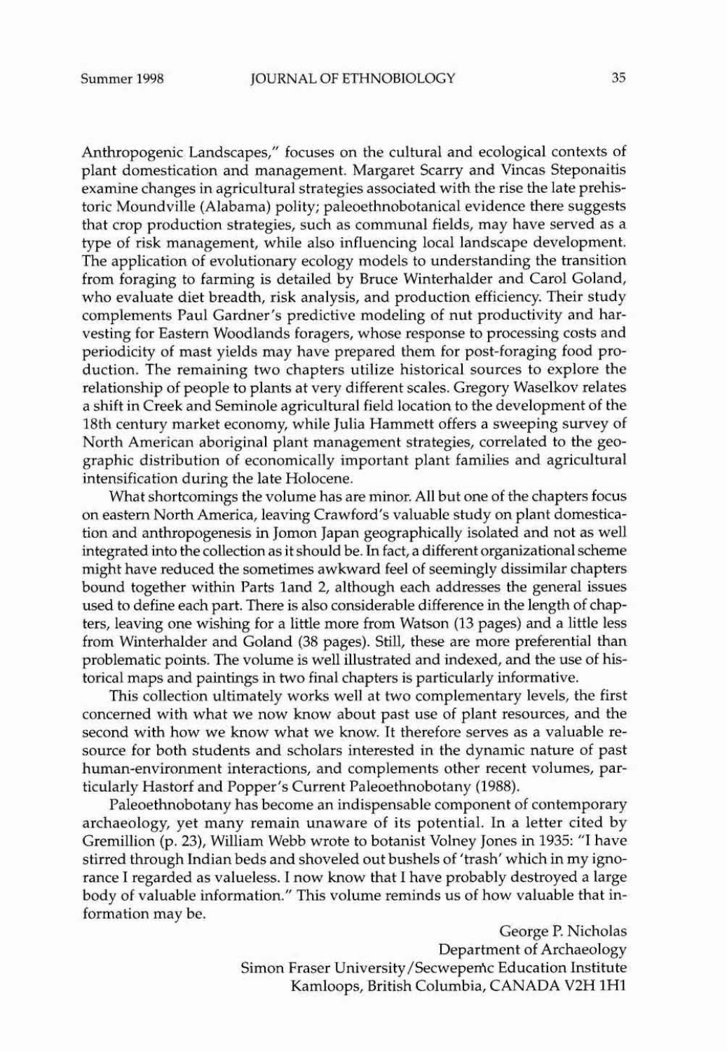Anthropogenic Landscapes," focuses on the cultural and ecological contexts of plant domestication and management. Margaret Scarry and Vincas Steponaitis examine changes in agricultural strategies associated with the rise the late prehistoric Moundville (Alabama) polity; paleoethnobotanical evidence there suggests that crop production strategies, such as communal fields, may have served as a type of risk management, while also influencing local landscape development. The application of evolutionary ecology models to understanding the transition from foraging to farming is detailed by Bruce Winterhalder and Carol Goland, who evaluate diet breadth, risk analysis, and production efficiency. Their study complements Paul Gardner's predictive modeling of nut productivity and harvesting for Eastern Woodlands foragers, whose response to processing costs and periodicity of mast yields may have prepared them for post-foraging food production. The remaining two chapters utilize historical sources to explore the relationship of people to plants at very different scales. Gregory Waselkov relates a shift in Creek and Seminole agricultural field location to the development of the 18th century market economy, while Julia Hammett offers a sweeping survey of North American aboriginal plant management strategies, correlated to the geographic distribution of economically important plant families and agricultural intensification during the late Holocene.

What shortcomings the volume has are minor. All but one of the chapters focus on eastern North America, leaving Crawford's valuable study on plant domestication and anthropogenesis in Jomon Japan geographically isolated and not as well integrated into the collection as it should be. In fact, a different organizational scheme might have reduced the sometimes awkward feel of seemingly dissimilar chapters bound together within Parts 1and 2, although each addresses the general issues used to define each part. There is also considerable difference in the length of chapters, leaving one wishing for a little more from Watson (13 pages) and a little less from Winterhalder and Goland (38 pages). Still, these are more preferential than problematic points. The volume is well illustrated and indexed, and the use of historical maps and paintings in two final chapters is particularly informative.

This collection ultimately works well at two complementary levels, the first concerned with what we now know about past use of plant resources, and the second with how we know what we know. It therefore serves as a valuable resource for both students and scholars interested in the dynamic nature of past human-environment interactions, and complements other recent volumes, particularly Hastorf and Popper's Current Paleoethnobotany (1988).

Paleoethnobotany has become an indispensable component of contemporary archaeology, yet many remain unaware of its potential. In a letter cited by Gremillion (p. 23), William Webb wrote to botanist Volney Jones in 1935: "I have stirred through Indian beds and shoveled out bushels of 'trash' which in my ignorance I regarded as valueless. I now know that I have probably destroyed a large body of valuable information." This volume reminds us of how valuable that information may be.

George P. Nicholas
Department of Archaeology
Simon Fraser University/Secwepemc Education Institute
Kamloops, British Columbia, CANADA V2H 1H1